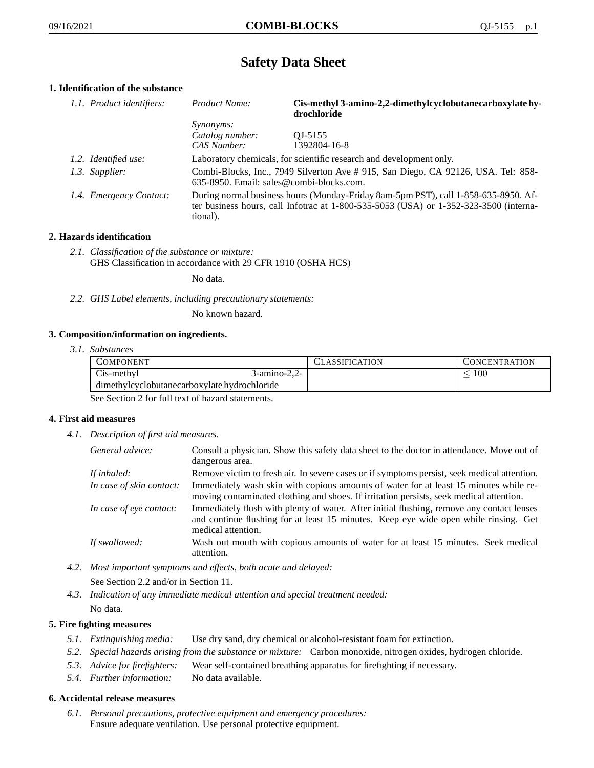# Safety Data Sheet

## 1. Identification of the substance

*1.1. Product identifiers:*

*Product Name:* **Cis-methyl 3-amino-2,2-dimethylcyclobutanecarboxylate hydrochloride**

*Synonyms:*

*Catalog number:* QJ-5155

*CAS Number:* 1392804-16-8

*1.2. Identified use:* Laboratory chemicals, for scientific research and development only.

*1.3. Supplier:* Combi-Blocks, Inc., 7949 Silverton Ave # 915, San Diego, CA 92126, USA. Tel: 858-635-8950. Email: sales@combi-blocks.com.

*1.4. Emergency Contact:* During normal business hours (Monday-Friday 8am-5pm PST), call 1-858-635-8950. After business hours, call Infotrac at 1-800-535-5053 (USA) or 1-352-323-3500 (international).

## 2. Hazards identification

*2.1. Classification of the substance or mixture:*
GHS Classification in accordance with 29 CFR 1910 (OSHA HCS)

No data.

*2.2. GHS Label elements, including precautionary statements:*

No known hazard.

## 3. Composition/information on ingredients.

*3.1. Substances*

| COMPONENT | CLASSIFICATION | CONCENTRATION |
|---|---|---|
| Cis-methyl 3-amino-2,2-dimethylcyclobutanecarboxylate hydrochloride | | $\leq 100$ |

See Section 2 for full text of hazard statements.

## 4. First aid measures

*4.1. Description of first aid measures.*

*General advice:* Consult a physician. Show this safety data sheet to the doctor in attendance. Move out of dangerous area.

*If inhaled:* Remove victim to fresh air. In severe cases or if symptoms persist, seek medical attention.

*In case of skin contact:* Immediately wash skin with copious amounts of water for at least 15 minutes while removing contaminated clothing and shoes. If irritation persists, seek medical attention.

*In case of eye contact:* Immediately flush with plenty of water. After initial flushing, remove any contact lenses and continue flushing for at least 15 minutes. Keep eye wide open while rinsing. Get medical attention.

*If swallowed:* Wash out mouth with copious amounts of water for at least 15 minutes. Seek medical attention.

*4.2. Most important symptoms and effects, both acute and delayed:*

See Section 2.2 and/or in Section 11.

*4.3. Indication of any immediate medical attention and special treatment needed:*

No data.

## 5. Fire fighting measures

*5.1. Extinguishing media:* Use dry sand, dry chemical or alcohol-resistant foam for extinction.

*5.2. Special hazards arising from the substance or mixture:* Carbon monoxide, nitrogen oxides, hydrogen chloride.

*5.3. Advice for firefighters:* Wear self-contained breathing apparatus for firefighting if necessary.

*5.4. Further information:* No data available.

## 6. Accidental release measures

*6.1. Personal precautions, protective equipment and emergency procedures:*
Ensure adequate ventilation. Use personal protective equipment.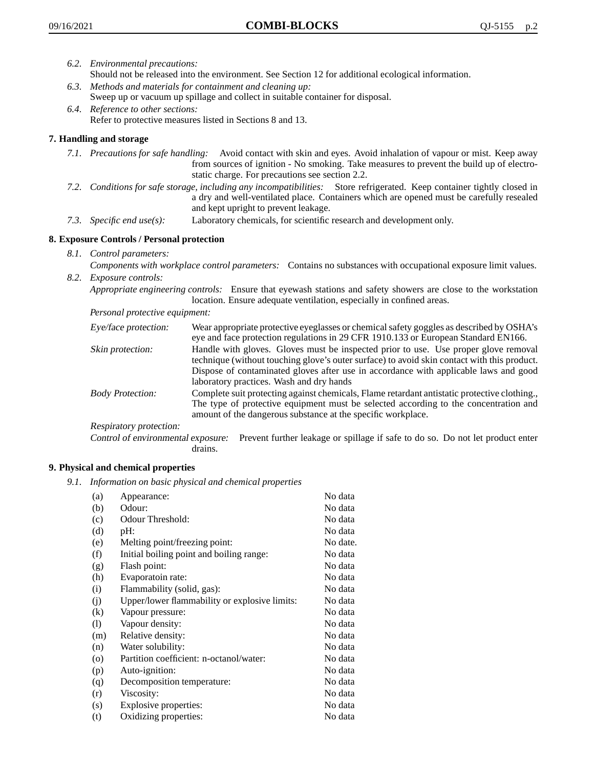*6.2. Environmental precautions:*
Should not be released into the environment. See Section 12 for additional ecological information.

*6.3. Methods and materials for containment and cleaning up:*
Sweep up or vacuum up spillage and collect in suitable container for disposal.

*6.4. Reference to other sections:*
Refer to protective measures listed in Sections 8 and 13.

## 7. Handling and storage

*7.1. Precautions for safe handling:* Avoid contact with skin and eyes. Avoid inhalation of vapour or mist. Keep away from sources of ignition - No smoking. Take measures to prevent the build up of electrostatic charge. For precautions see section 2.2.

*7.2. Conditions for safe storage, including any incompatibilities:* Store refrigerated. Keep container tightly closed in a dry and well-ventilated place. Containers which are opened must be carefully resealed and kept upright to prevent leakage.

*7.3. Specific end use(s):* Laboratory chemicals, for scientific research and development only.

## 8. Exposure Controls / Personal protection

*8.1. Control parameters:*
*Components with workplace control parameters:* Contains no substances with occupational exposure limit values.

*8.2. Exposure controls:*
*Appropriate engineering controls:* Ensure that eyewash stations and safety showers are close to the workstation location. Ensure adequate ventilation, especially in confined areas.

*Personal protective equipment:*

*Eye/face protection:* Wear appropriate protective eyeglasses or chemical safety goggles as described by OSHA's eye and face protection regulations in 29 CFR 1910.133 or European Standard EN166.

*Skin protection:* Handle with gloves. Gloves must be inspected prior to use. Use proper glove removal technique (without touching glove's outer surface) to avoid skin contact with this product. Dispose of contaminated gloves after use in accordance with applicable laws and good laboratory practices. Wash and dry hands

*Body Protection:* Complete suit protecting against chemicals, Flame retardant antistatic protective clothing., The type of protective equipment must be selected according to the concentration and amount of the dangerous substance at the specific workplace.

*Respiratory protection:*

*Control of environmental exposure:* Prevent further leakage or spillage if safe to do so. Do not let product enter drains.

## 9. Physical and chemical properties

*9.1. Information on basic physical and chemical properties*

| | | |
|---|---|---|
| (a) | Appearance: | No data |
| (b) | Odour: | No data |
| (c) | Odour Threshold: | No data |
| (d) | pH: | No data |
| (e) | Melting point/freezing point: | No date. |
| (f) | Initial boiling point and boiling range: | No data |
| (g) | Flash point: | No data |
| (h) | Evaporatoin rate: | No data |
| (i) | Flammability (solid, gas): | No data |
| (j) | Upper/lower flammability or explosive limits: | No data |
| (k) | Vapour pressure: | No data |
| (l) | Vapour density: | No data |
| (m) | Relative density: | No data |
| (n) | Water solubility: | No data |
| (o) | Partition coefficient: n-octanol/water: | No data |
| (p) | Auto-ignition: | No data |
| (q) | Decomposition temperature: | No data |
| (r) | Viscosity: | No data |
| (s) | Explosive properties: | No data |
| (t) | Oxidizing properties: | No data |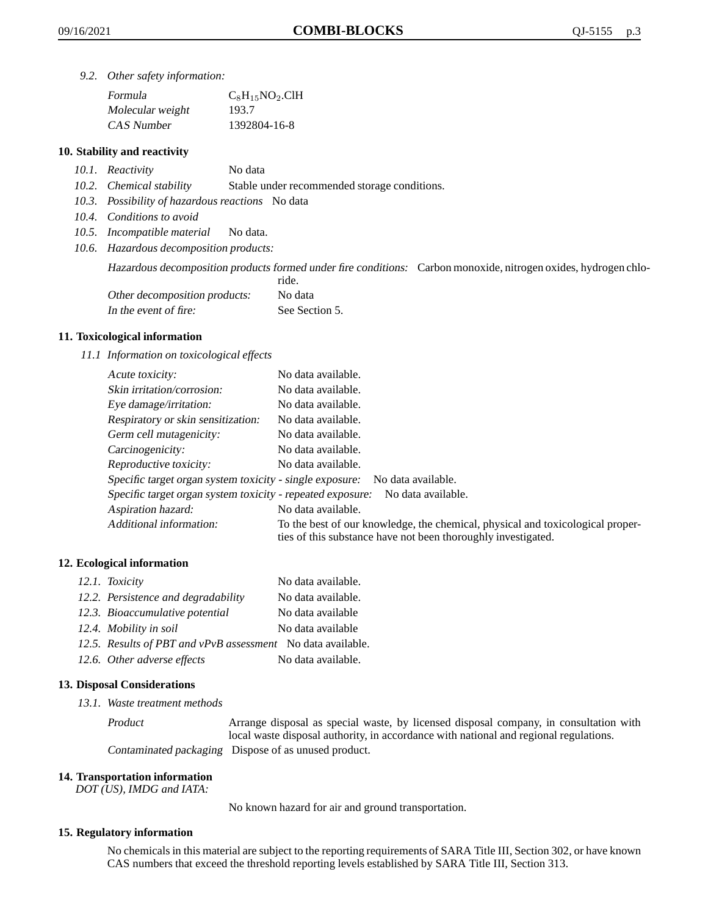*9.2. Other safety information:*

| | |
|---|---|
| *Formula* | $C_8H_{15}NO_2$.ClH |
| *Molecular weight* | 193.7 |
| *CAS Number* | 1392804-16-8 |

### 10. Stability and reactivity

*10.1. Reactivity* No data

*10.2. Chemical stability* Stable under recommended storage conditions.

*10.3. Possibility of hazardous reactions* No data

*10.4. Conditions to avoid*

*10.5. Incompatible material* No data.

*10.6. Hazardous decomposition products:*

*Hazardous decomposition products formed under fire conditions:* Carbon monoxide, nitrogen oxides, hydrogen chloride.

*Other decomposition products:* No data

*In the event of fire:* See Section 5.

### 11. Toxicological information

*11.1 Information on toxicological effects*

| | |
|---|---|
| *Acute toxicity:* | No data available. |
| *Skin irritation/corrosion:* | No data available. |
| *Eye damage/irritation:* | No data available. |
| *Respiratory or skin sensitization:* | No data available. |
| *Germ cell mutagenicity:* | No data available. |
| *Carcinogenicity:* | No data available. |
| *Reproductive toxicity:* | No data available. |
| *Specific target organ system toxicity - single exposure:* | No data available. |
| *Specific target organ system toxicity - repeated exposure:* | No data available. |
| *Aspiration hazard:* | No data available. |
| *Additional information:* | To the best of our knowledge, the chemical, physical and toxicological properties of this substance have not been thoroughly investigated. |

### 12. Ecological information

| | |
|---|---|
| *12.1. Toxicity* | No data available. |
| *12.2. Persistence and degradability* | No data available. |
| *12.3. Bioaccumulative potential* | No data available |
| *12.4. Mobility in soil* | No data available |
| *12.5. Results of PBT and vPvB assessment* | No data available. |
| *12.6. Other adverse effects* | No data available. |

### 13. Disposal Considerations

*13.1. Waste treatment methods*

*Product* Arrange disposal as special waste, by licensed disposal company, in consultation with local waste disposal authority, in accordance with national and regional regulations.

*Contaminated packaging* Dispose of as unused product.

### 14. Transportation information

*DOT (US), IMDG and IATA:*

No known hazard for air and ground transportation.

### 15. Regulatory information

No chemicals in this material are subject to the reporting requirements of SARA Title III, Section 302, or have known CAS numbers that exceed the threshold reporting levels established by SARA Title III, Section 313.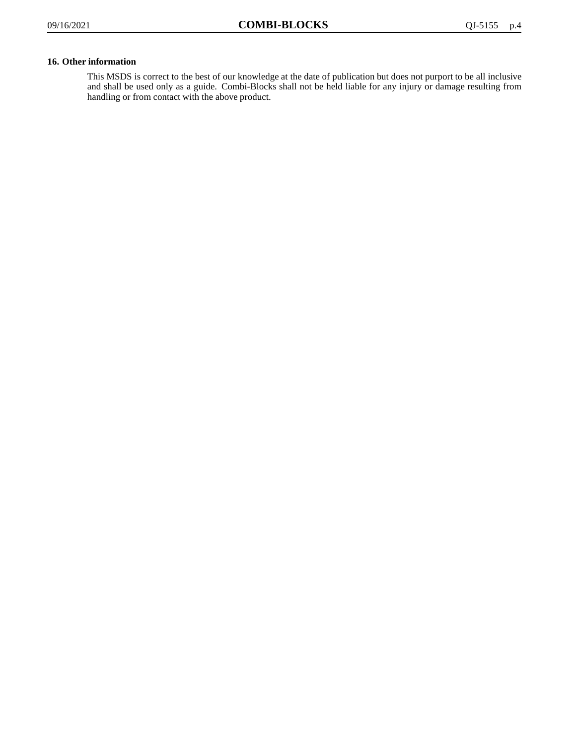## 16. Other information

This MSDS is correct to the best of our knowledge at the date of publication but does not purport to be all inclusive and shall be used only as a guide. Combi-Blocks shall not be held liable for any injury or damage resulting from handling or from contact with the above product.